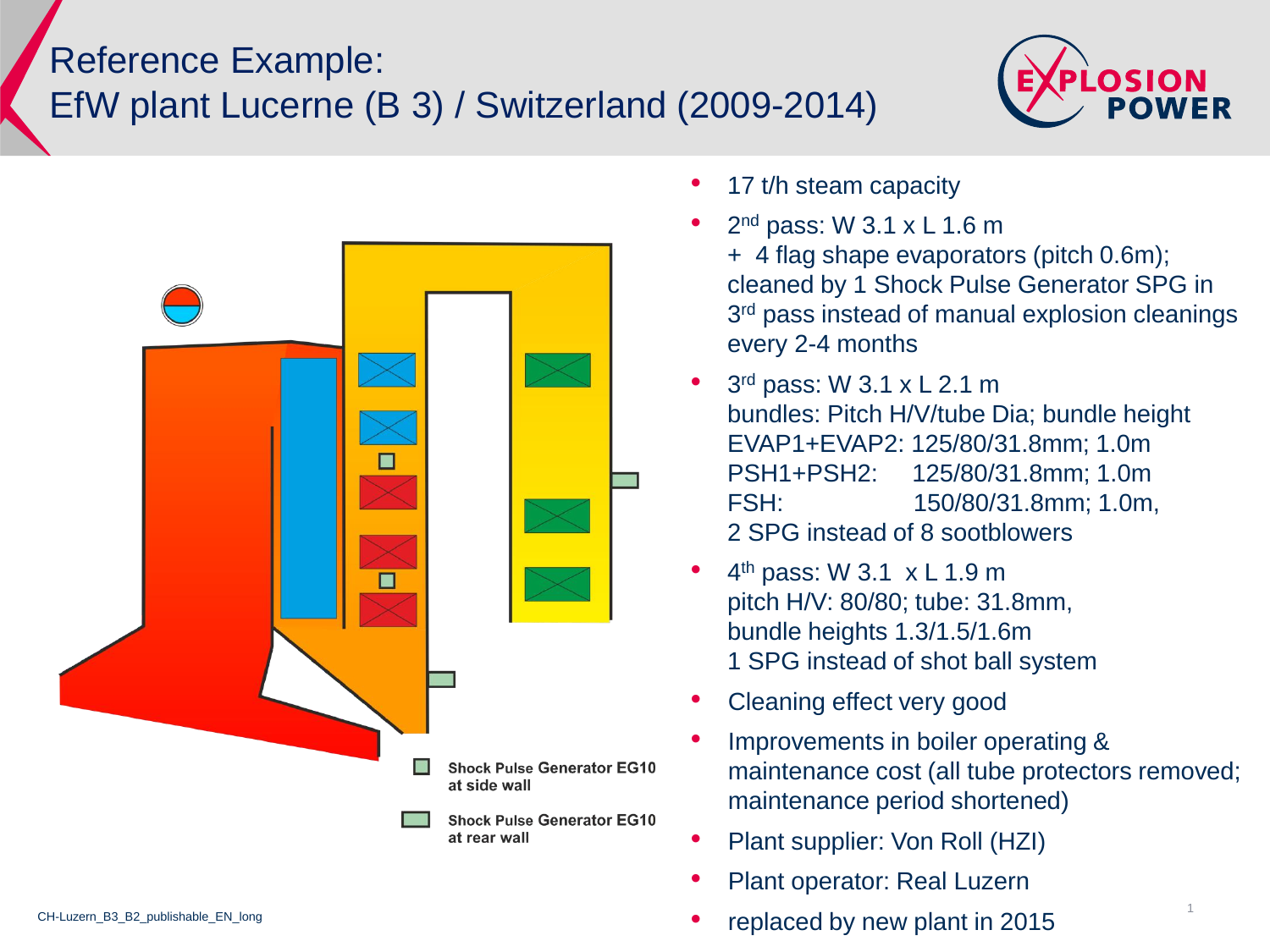# Reference Example:
# EfW plant Lucerne (B 3) / Switzerland (2009-2014)

Shock Pulse Generator EG10 at side wall

Shock Pulse Generator EG10 at rear wall

- 17 t/h steam capacity
- 2nd pass: W 3.1 x L 1.6 m
  \+ 4 flag shape evaporators (pitch 0.6m); cleaned by 1 Shock Pulse Generator SPG in 3rd pass instead of manual explosion cleanings every 2-4 months
- 3rd pass: W 3.1 x L 2.1 m
  bundles: Pitch H/V/tube Dia; bundle height
  EVAP1+EVAP2: 125/80/31.8mm; 1.0m
  PSH1+PSH2: 125/80/31.8mm; 1.0m
  FSH: 150/80/31.8mm; 1.0m,
  2 SPG instead of 8 sootblowers
- 4th pass: W 3.1 x L 1.9 m
  pitch H/V: 80/80; tube: 31.8mm,
  bundle heights 1.3/1.5/1.6m
  1 SPG instead of shot ball system
- Cleaning effect very good
- Improvements in boiler operating & maintenance cost (all tube protectors removed; maintenance period shortened)
- Plant supplier: Von Roll (HZI)
- Plant operator: Real Luzern
- replaced by new plant in 2015

CH-Luzern_B3_B2_publishable_EN_long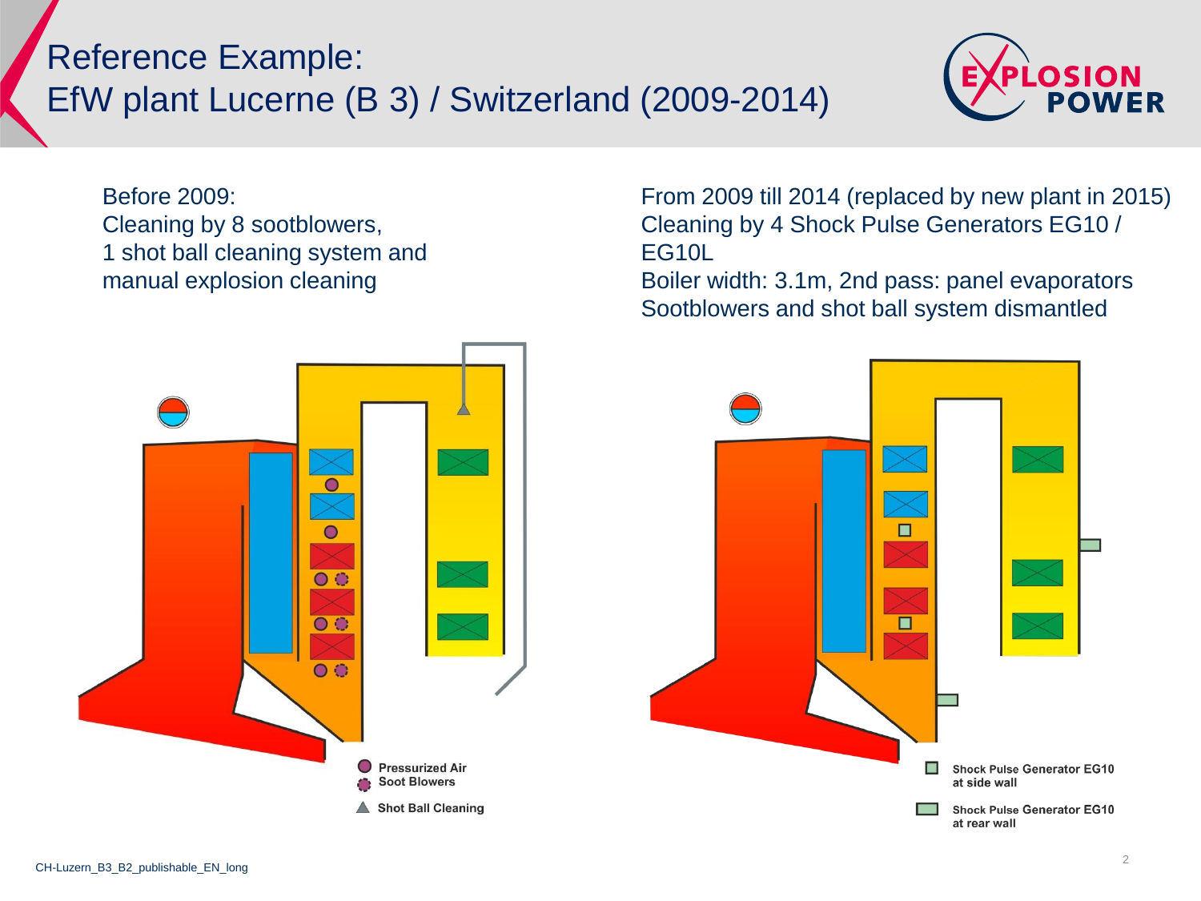# Reference Example: EfW plant Lucerne (B 3) / Switzerland (2009-2014)

Before 2009:
Cleaning by 8 sootblowers,
1 shot ball cleaning system and
manual explosion cleaning

From 2009 till 2014 (replaced by new plant in 2015)
Cleaning by 4 Shock Pulse Generators EG10 / EG10L
Boiler width: 3.1m, 2nd pass: panel evaporators
Sootblowers and shot ball system dismantled

- Pressurized Air Soot Blowers
- Shot Ball Cleaning

- Shock Pulse Generator EG10 at side wall
- Shock Pulse Generator EG10 at rear wall

CH-Luzern_B3_B2_publishable_EN_long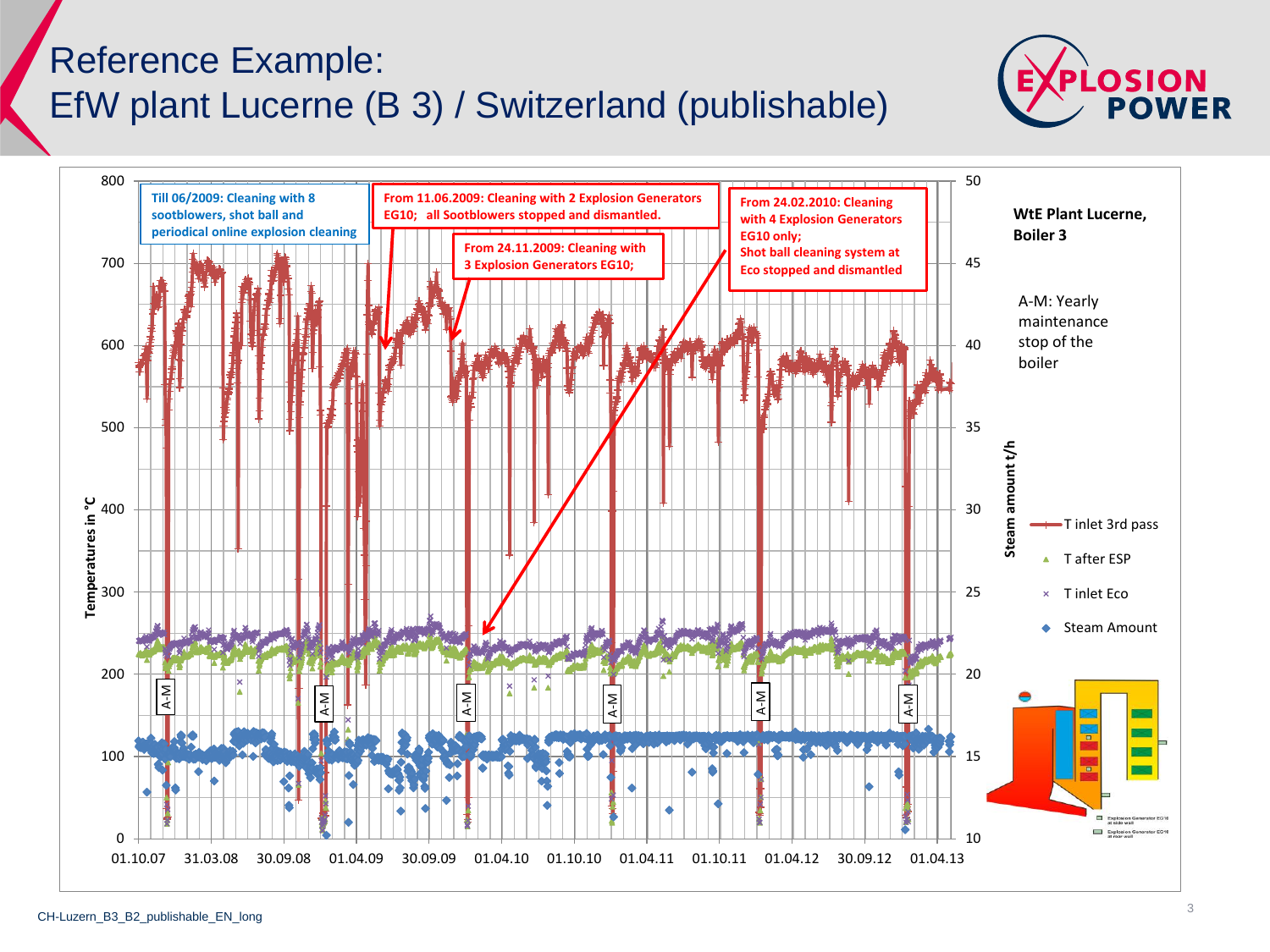# Reference Example:
# EfW plant Lucerne (B 3) / Switzerland (publishable)

Till 06/2009: Cleaning with 8 sootblowers, shot ball and periodical online explosion cleaning

From 11.06.2009: Cleaning with 2 Explosion Generators EG10; all Sootblowers stopped and dismantled.

From 24.11.2009: Cleaning with 3 Explosion Generators EG10;

From 24.02.2010: Cleaning with 4 Explosion Generators EG10 only; Shot ball cleaning system at Eco stopped and dismantled

**WtE Plant Lucerne, Boiler 3**

A-M: Yearly maintenance stop of the boiler

Legend:
- T inlet 3rd pass
- T after ESP
- T inlet Eco
- Steam Amount

Y-axis (left): Temperatures in °C (0–800)

Y-axis (right): Steam amount t/h (10–50)

X-axis: 01.10.07, 31.03.08, 30.09.08, 01.04.09, 30.09.09, 01.04.10, 01.10.10, 01.04.11, 01.10.11, 01.04.12, 30.09.12, 01.04.13

CH-Luzern_B3_B2_publishable_EN_long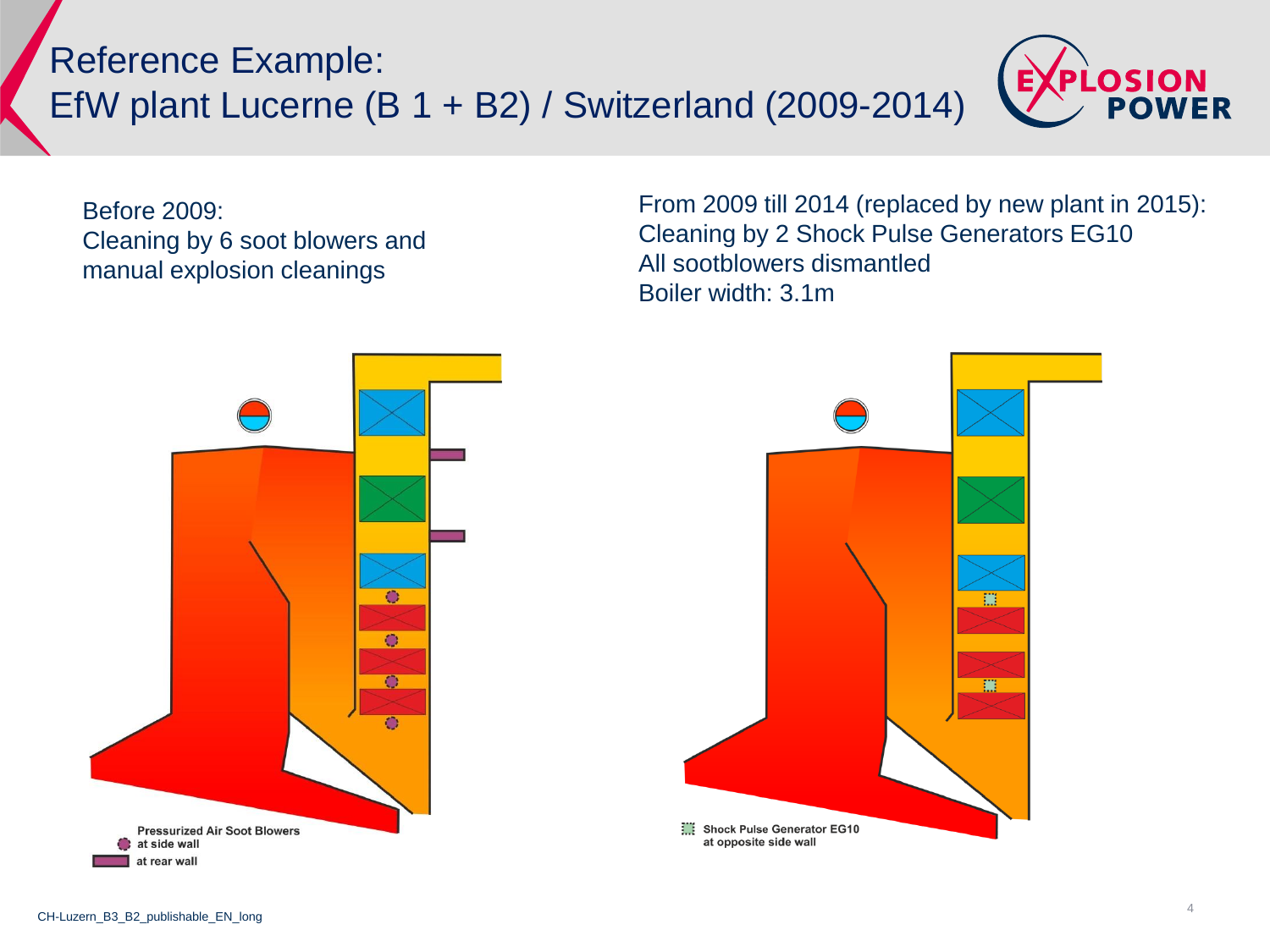# Reference Example: EfW plant Lucerne (B 1 + B2) / Switzerland (2009-2014)

Before 2009:
Cleaning by 6 soot blowers and manual explosion cleanings

From 2009 till 2014 (replaced by new plant in 2015):
Cleaning by 2 Shock Pulse Generators EG10
All sootblowers dismantled
Boiler width: 3.1m

**Pressurized Air Soot Blowers**
- at side wall
- at rear wall

**Shock Pulse Generator EG10**
at opposite side wall

CH-Luzern_B3_B2_publishable_EN_long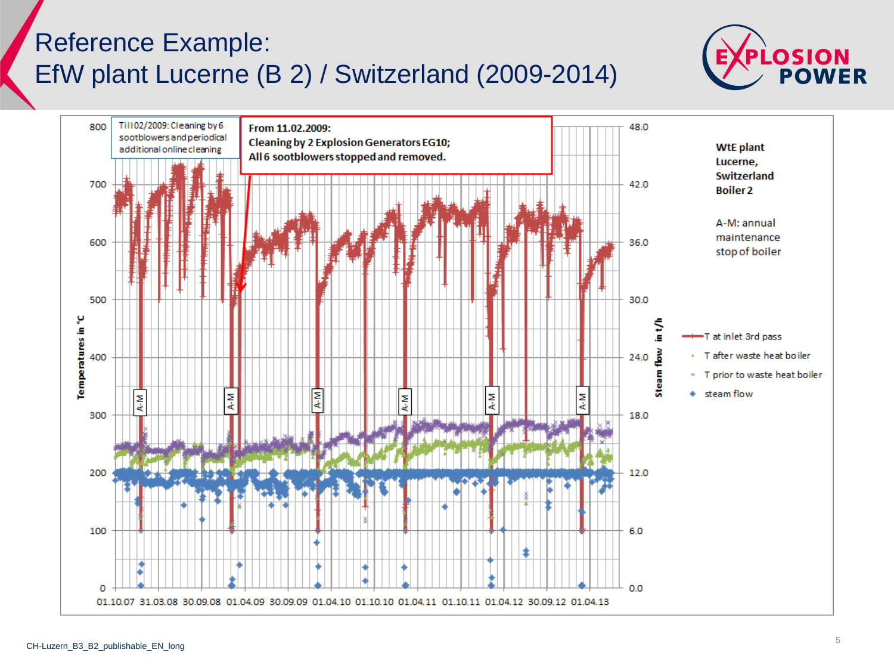# Reference Example:
# EfW plant Lucerne (B 2) / Switzerland (2009-2014)

EXPLOSION POWER

Till 02/2009: Cleaning by 6 sootblowers and periodical additional online cleaning

**From 11.02.2009:**
**Cleaning by 2 Explosion Generators EG10;**
**All 6 sootblowers stopped and removed.**

Temperatures in °C

800
700
600
500
400
300
200
100
0

Steam flow in t/h

48.0
42.0
36.0
30.0
24.0
18.0
12.0
6.0
0.0

01.10.07 31.03.08 30.09.08 01.04.09 30.09.09 01.04.10 01.10.10 01.04.11 01.10.11 01.04.12 30.09.12 01.04.13

A-M A-M A-M A-M A-M A-M

**WtE plant Lucerne, Switzerland Boiler 2**

A-M: annual maintenance stop of boiler

T at inlet 3rd pass
T after waste heat boiler
T prior to waste heat boiler
steam flow

CH-Luzern_B3_B2_publishable_EN_long